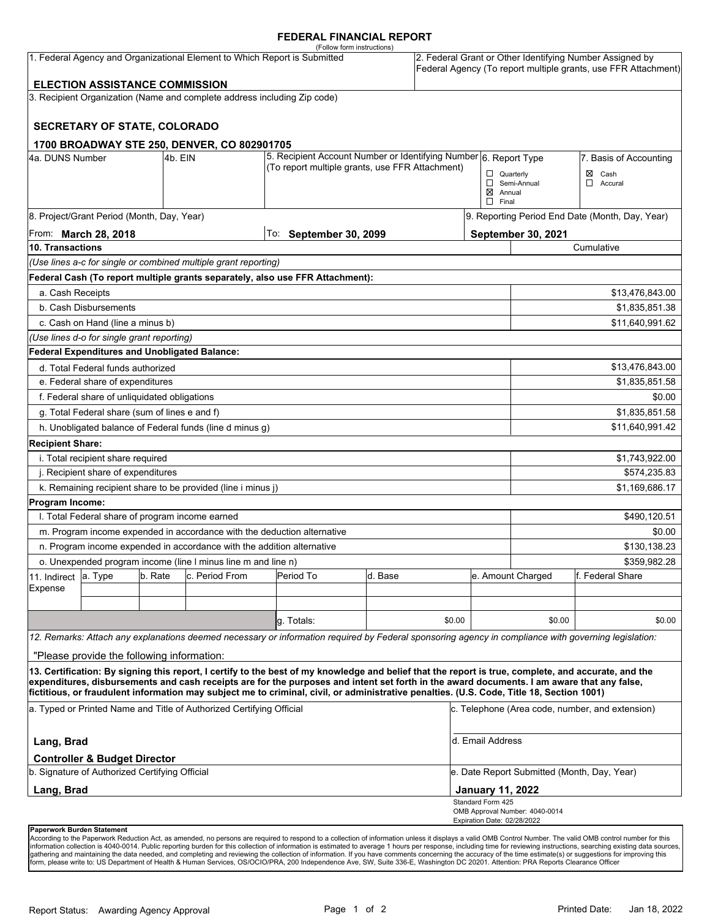# FEDERAL FINANCIAL REPORT

(Follow form instructions)

| 1. Federal Agency and Organizational Element to Which Report is Submitted | 2. Federal Grant or Other Identifying Number Assigned by Federal Agency (To report multiple grants, use FFR Attachment) |
|---|---|
| **ELECTION ASSISTANCE COMMISSION** | |

3. Recipient Organization (Name and complete address including Zip code)

**SECRETARY OF STATE, COLORADO**

**1700 BROADWAY STE 250, DENVER, CO 802901705**

| 4a. DUNS Number | 4b. EIN | 5. Recipient Account Number or Identifying Number (To report multiple grants, use FFR Attachment) | 6. Report Type | 7. Basis of Accounting |
|---|---|---|---|---|
| | | | ☐ Quarterly<br>☐ Semi-Annual<br>☒ Annual<br>☐ Final | ☒ Cash<br>☐ Accural |

| 8. Project/Grant Period (Month, Day, Year) | | 9. Reporting Period End Date (Month, Day, Year) |
|---|---|---|
| From: **March 28, 2018** | To: **September 30, 2099** | **September 30, 2021** |

| 10. Transactions | Cumulative |
|---|---|
| *(Use lines a-c for single or combined multiple grant reporting)* | |
| **Federal Cash (To report multiple grants separately, also use FFR Attachment):** | |
| a. Cash Receipts | $13,476,843.00 |
| b. Cash Disbursements | $1,835,851.38 |
| c. Cash on Hand (line a minus b) | $11,640,991.62 |
| *(Use lines d-o for single grant reporting)* | |
| **Federal Expenditures and Unobligated Balance:** | |
| d. Total Federal funds authorized | $13,476,843.00 |
| e. Federal share of expenditures | $1,835,851.58 |
| f. Federal share of unliquidated obligations | $0.00 |
| g. Total Federal share (sum of lines e and f) | $1,835,851.58 |
| h. Unobligated balance of Federal funds (line d minus g) | $11,640,991.42 |
| **Recipient Share:** | |
| i. Total recipient share required | $1,743,922.00 |
| j. Recipient share of expenditures | $574,235.83 |
| k. Remaining recipient share to be provided (line i minus j) | $1,169,686.17 |
| **Program Income:** | |
| l. Total Federal share of program income earned | $490,120.51 |
| m. Program income expended in accordance with the deduction alternative | $0.00 |
| n. Program income expended in accordance with the addition alternative | $130,138.23 |
| o. Unexpended program income (line l minus line m and line n) | $359,982.28 |

| 11. Indirect Expense | a. Type | b. Rate | c. Period From | Period To | d. Base | e. Amount Charged | f. Federal Share |
|---|---|---|---|---|---|---|---|
| | | | | | | | |
| | | | | | | | |
| | | | | g. Totals: | $0.00 | $0.00 | $0.00 |

*12. Remarks: Attach any explanations deemed necessary or information required by Federal sponsoring agency in compliance with governing legislation:*

"Please provide the following information:

**13. Certification: By signing this report, I certify to the best of my knowledge and belief that the report is true, complete, and accurate, and the expenditures, disbursements and cash receipts are for the purposes and intent set forth in the award documents. I am aware that any false, fictitious, or fraudulent information may subject me to criminal, civil, or administrative penalties. (U.S. Code, Title 18, Section 1001)**

| a. Typed or Printed Name and Title of Authorized Certifying Official | c. Telephone (Area code, number, and extension) |
|---|---|
| **Lang, Brad**<br>**Controller & Budget Director** | d. Email Address |
| b. Signature of Authorized Certifying Official | e. Date Report Submitted (Month, Day, Year) |
| **Lang, Brad** | **January 11, 2022** |

Standard Form 425
OMB Approval Number: 4040-0014
Expiration Date: 02/28/2022

**Paperwork Burden Statement**

According to the Paperwork Reduction Act, as amended, no persons are required to respond to a collection of information unless it displays a valid OMB Control Number. The valid OMB control number for this information collection is 4040-0014. Public reporting burden for this collection of information is estimated to average 1 hours per response, including time for reviewing instructions, searching existing data sources, gathering and maintaining the data needed, and completing and reviewing the collection of information. If you have comments concerning the accuracy of the time estimate(s) or suggestions for improving this form, please write to: US Department of Health & Human Services, OS/OCIO/PRA, 200 Independence Ave, SW, Suite 336-E, Washington DC 20201. Attention: PRA Reports Clearance Officer

Report Status: Awarding Agency Approval

Printed Date: Jan 18, 2022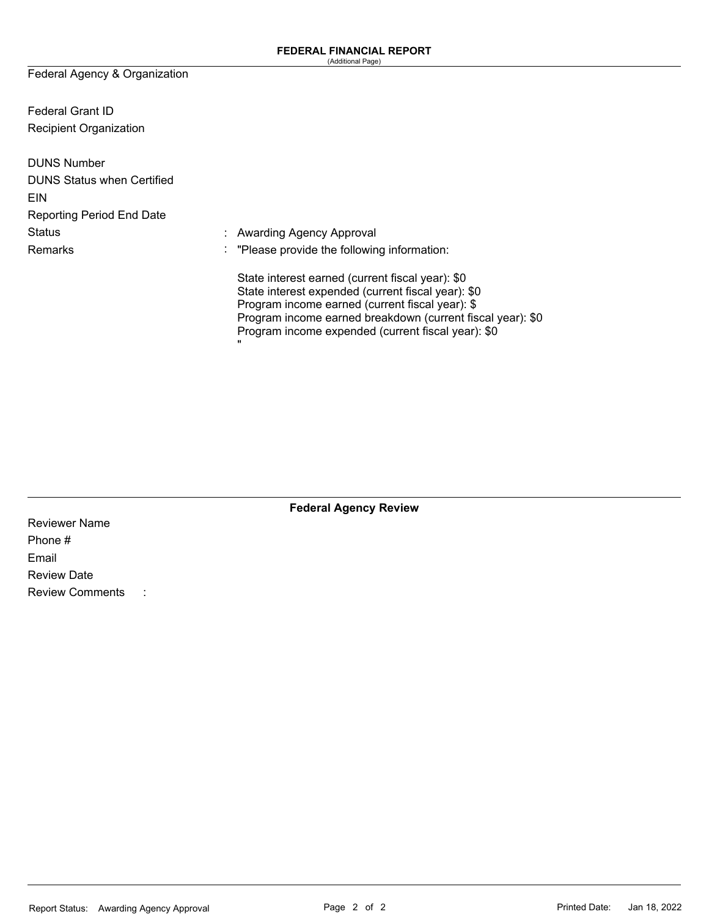**FEDERAL FINANCIAL REPORT**
(Additional Page)

Federal Agency & Organization

Federal Grant ID

Recipient Organization

DUNS Number

DUNS Status when Certified

EIN

Reporting Period End Date

Status : Awarding Agency Approval

Remarks : "Please provide the following information:

State interest earned (current fiscal year): $0
State interest expended (current fiscal year): $0
Program income earned (current fiscal year): $
Program income earned breakdown (current fiscal year): $0
Program income expended (current fiscal year): $0
"

**Federal Agency Review**

Reviewer Name

Phone #

Email

Review Date

Review Comments :

Report Status: Awarding Agency Approval

Printed Date: Jan 18, 2022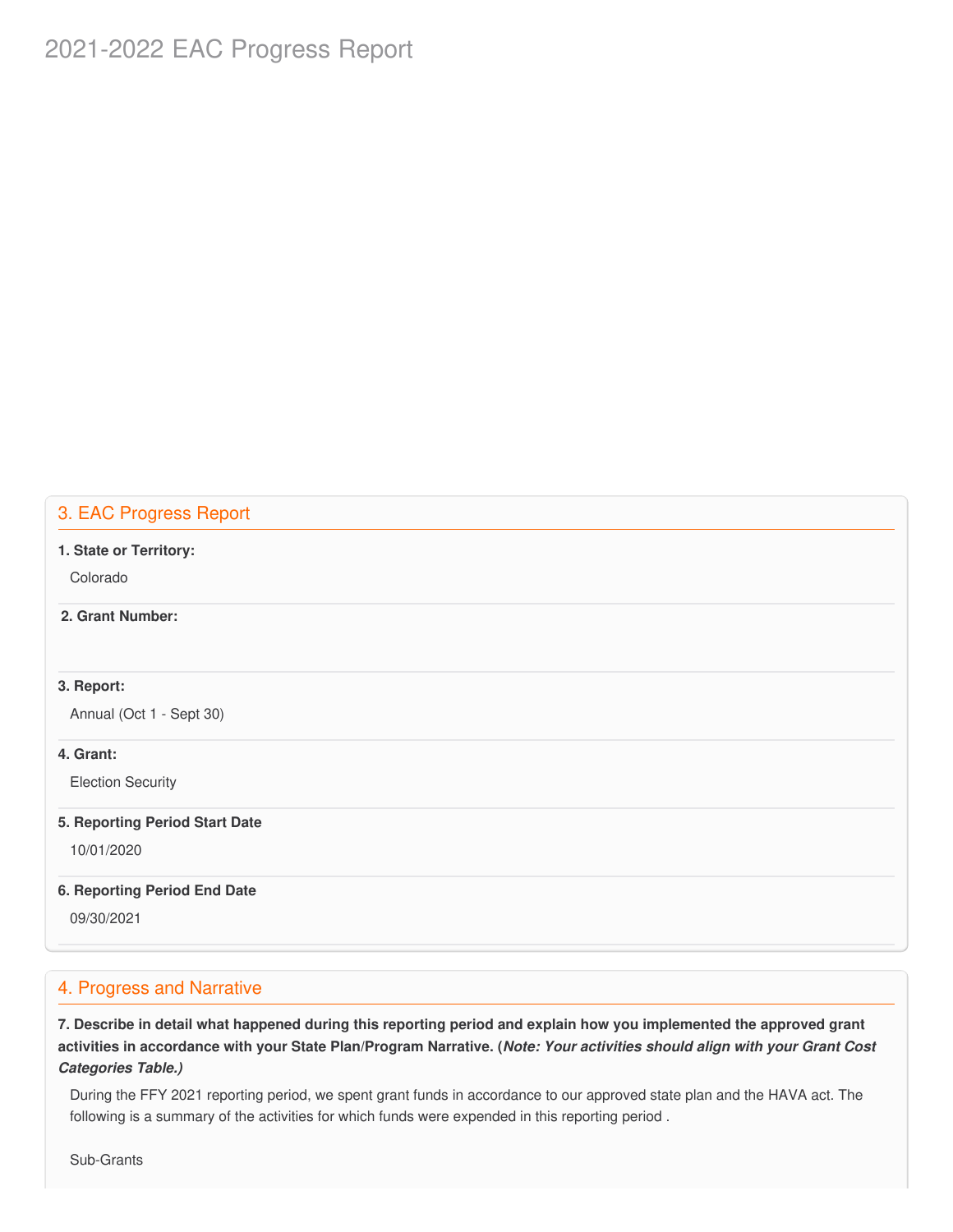# 2021-2022 EAC Progress Report

## 3. EAC Progress Report

**1. State or Territory:**

Colorado

**2. Grant Number:**

**3. Report:**

Annual (Oct 1 - Sept 30)

**4. Grant:**

Election Security

**5. Reporting Period Start Date**

10/01/2020

**6. Reporting Period End Date**

09/30/2021

## 4. Progress and Narrative

**7. Describe in detail what happened during this reporting period and explain how you implemented the approved grant activities in accordance with your State Plan/Program Narrative. (*Note: Your activities should align with your Grant Cost Categories Table.)***

During the FFY 2021 reporting period, we spent grant funds in accordance to our approved state plan and the HAVA act. The following is a summary of the activities for which funds were expended in this reporting period .

Sub-Grants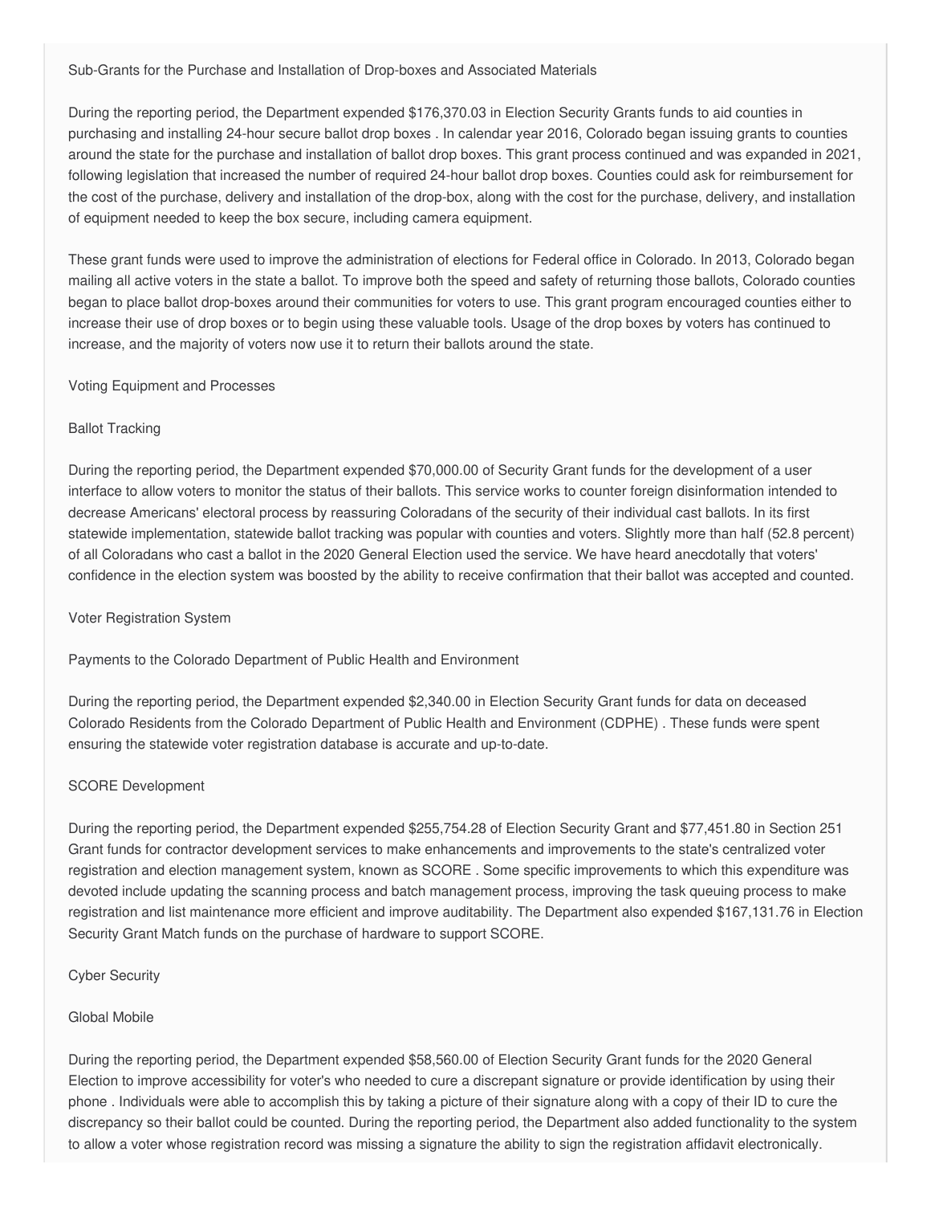### Sub-Grants for the Purchase and Installation of Drop-boxes and Associated Materials

During the reporting period, the Department expended $176,370.03 in Election Security Grants funds to aid counties in purchasing and installing 24-hour secure ballot drop boxes . In calendar year 2016, Colorado began issuing grants to counties around the state for the purchase and installation of ballot drop boxes. This grant process continued and was expanded in 2021, following legislation that increased the number of required 24-hour ballot drop boxes. Counties could ask for reimbursement for the cost of the purchase, delivery and installation of the drop-box, along with the cost for the purchase, delivery, and installation of equipment needed to keep the box secure, including camera equipment.

These grant funds were used to improve the administration of elections for Federal office in Colorado. In 2013, Colorado began mailing all active voters in the state a ballot. To improve both the speed and safety of returning those ballots, Colorado counties began to place ballot drop-boxes around their communities for voters to use. This grant program encouraged counties either to increase their use of drop boxes or to begin using these valuable tools. Usage of the drop boxes by voters has continued to increase, and the majority of voters now use it to return their ballots around the state.

## Voting Equipment and Processes

### Ballot Tracking

During the reporting period, the Department expended $70,000.00 of Security Grant funds for the development of a user interface to allow voters to monitor the status of their ballots. This service works to counter foreign disinformation intended to decrease Americans' electoral process by reassuring Coloradans of the security of their individual cast ballots. In its first statewide implementation, statewide ballot tracking was popular with counties and voters. Slightly more than half (52.8 percent) of all Coloradans who cast a ballot in the 2020 General Election used the service. We have heard anecdotally that voters' confidence in the election system was boosted by the ability to receive confirmation that their ballot was accepted and counted.

## Voter Registration System

### Payments to the Colorado Department of Public Health and Environment

During the reporting period, the Department expended $2,340.00 in Election Security Grant funds for data on deceased Colorado Residents from the Colorado Department of Public Health and Environment (CDPHE) . These funds were spent ensuring the statewide voter registration database is accurate and up-to-date.

### SCORE Development

During the reporting period, the Department expended $255,754.28 of Election Security Grant and $77,451.80 in Section 251 Grant funds for contractor development services to make enhancements and improvements to the state's centralized voter registration and election management system, known as SCORE . Some specific improvements to which this expenditure was devoted include updating the scanning process and batch management process, improving the task queuing process to make registration and list maintenance more efficient and improve auditability. The Department also expended $167,131.76 in Election Security Grant Match funds on the purchase of hardware to support SCORE.

## Cyber Security

### Global Mobile

During the reporting period, the Department expended $58,560.00 of Election Security Grant funds for the 2020 General Election to improve accessibility for voter's who needed to cure a discrepant signature or provide identification by using their phone . Individuals were able to accomplish this by taking a picture of their signature along with a copy of their ID to cure the discrepancy so their ballot could be counted. During the reporting period, the Department also added functionality to the system to allow a voter whose registration record was missing a signature the ability to sign the registration affidavit electronically.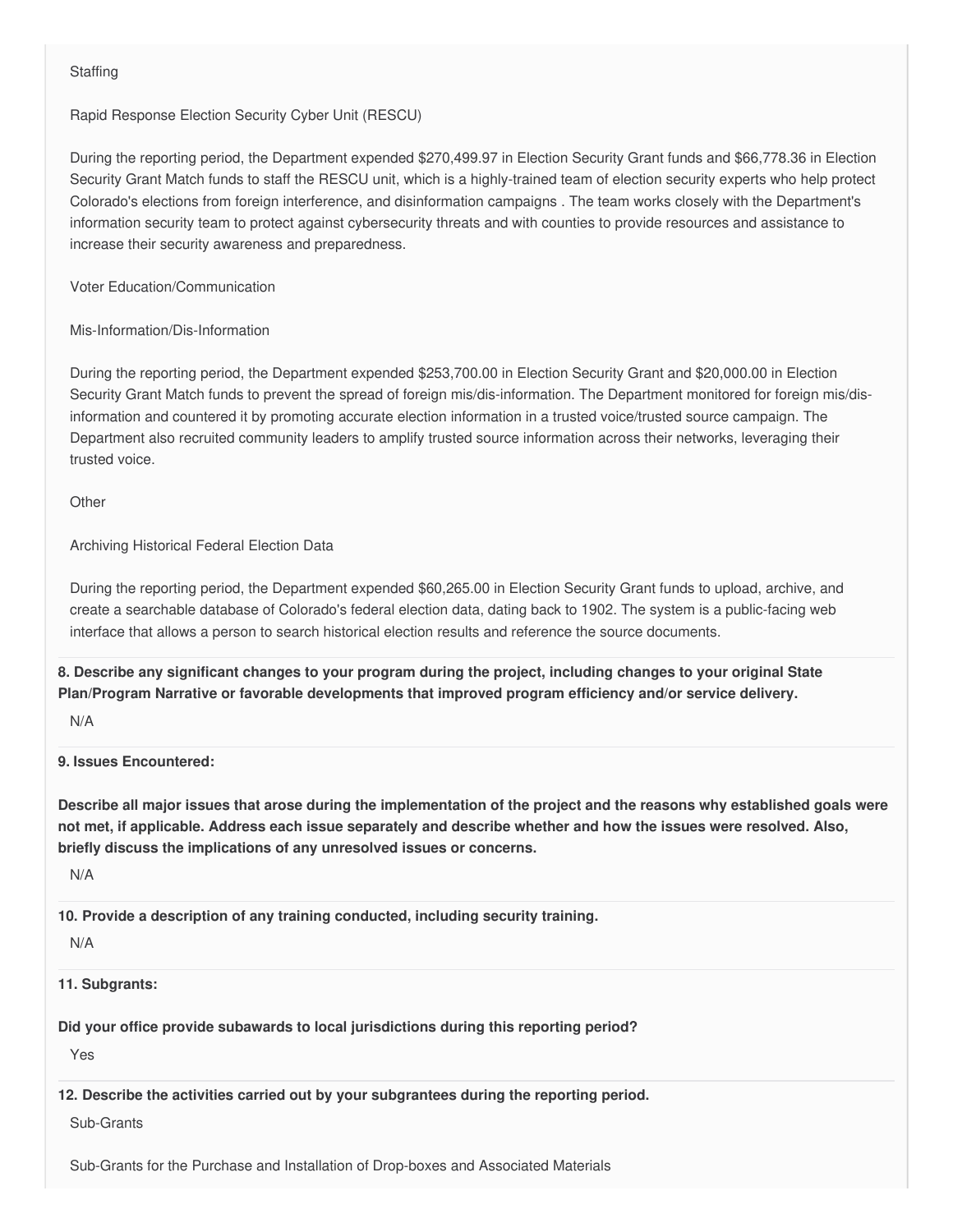Staffing

Rapid Response Election Security Cyber Unit (RESCU)

During the reporting period, the Department expended $270,499.97 in Election Security Grant funds and $66,778.36 in Election Security Grant Match funds to staff the RESCU unit, which is a highly-trained team of election security experts who help protect Colorado's elections from foreign interference, and disinformation campaigns . The team works closely with the Department's information security team to protect against cybersecurity threats and with counties to provide resources and assistance to increase their security awareness and preparedness.

Voter Education/Communication

Mis-Information/Dis-Information

During the reporting period, the Department expended $253,700.00 in Election Security Grant and $20,000.00 in Election Security Grant Match funds to prevent the spread of foreign mis/dis-information. The Department monitored for foreign mis/dis-information and countered it by promoting accurate election information in a trusted voice/trusted source campaign. The Department also recruited community leaders to amplify trusted source information across their networks, leveraging their trusted voice.

Other

Archiving Historical Federal Election Data

During the reporting period, the Department expended $60,265.00 in Election Security Grant funds to upload, archive, and create a searchable database of Colorado's federal election data, dating back to 1902. The system is a public-facing web interface that allows a person to search historical election results and reference the source documents.

**8. Describe any significant changes to your program during the project, including changes to your original State Plan/Program Narrative or favorable developments that improved program efficiency and/or service delivery.**

N/A

**9. Issues Encountered:**

**Describe all major issues that arose during the implementation of the project and the reasons why established goals were not met, if applicable. Address each issue separately and describe whether and how the issues were resolved. Also, briefly discuss the implications of any unresolved issues or concerns.**

N/A

**10. Provide a description of any training conducted, including security training.**

N/A

**11. Subgrants:**

**Did your office provide subawards to local jurisdictions during this reporting period?**

Yes

**12. Describe the activities carried out by your subgrantees during the reporting period.**

Sub-Grants

Sub-Grants for the Purchase and Installation of Drop-boxes and Associated Materials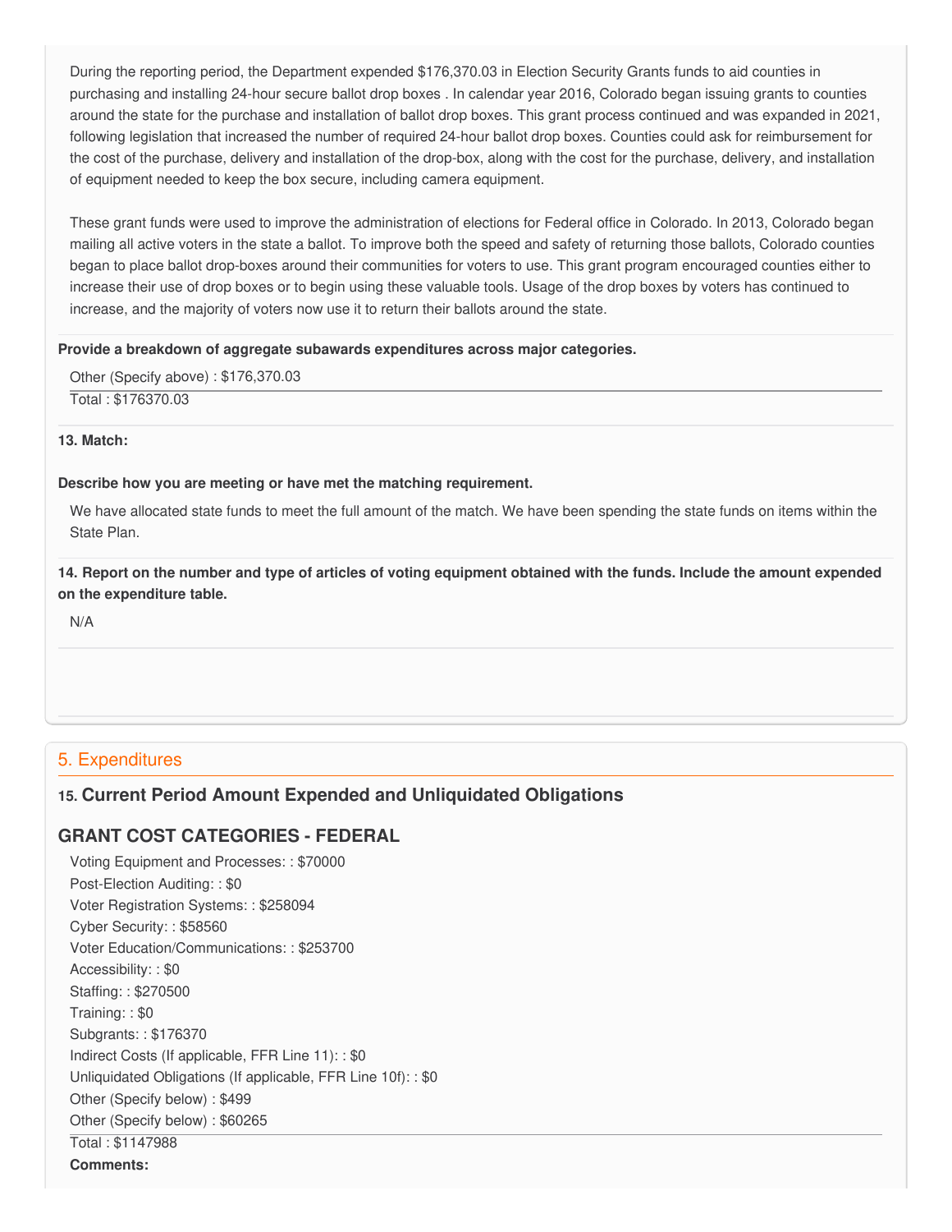During the reporting period, the Department expended $176,370.03 in Election Security Grants funds to aid counties in purchasing and installing 24-hour secure ballot drop boxes . In calendar year 2016, Colorado began issuing grants to counties around the state for the purchase and installation of ballot drop boxes. This grant process continued and was expanded in 2021, following legislation that increased the number of required 24-hour ballot drop boxes. Counties could ask for reimbursement for the cost of the purchase, delivery and installation of the drop-box, along with the cost for the purchase, delivery, and installation of equipment needed to keep the box secure, including camera equipment.

These grant funds were used to improve the administration of elections for Federal office in Colorado. In 2013, Colorado began mailing all active voters in the state a ballot. To improve both the speed and safety of returning those ballots, Colorado counties began to place ballot drop-boxes around their communities for voters to use. This grant program encouraged counties either to increase their use of drop boxes or to begin using these valuable tools. Usage of the drop boxes by voters has continued to increase, and the majority of voters now use it to return their ballots around the state.

**Provide a breakdown of aggregate subawards expenditures across major categories.**

Other (Specify above) : $176,370.03

Total : $176370.03

**13. Match:**

**Describe how you are meeting or have met the matching requirement.**

We have allocated state funds to meet the full amount of the match. We have been spending the state funds on items within the State Plan.

**14. Report on the number and type of articles of voting equipment obtained with the funds. Include the amount expended on the expenditure table.**

N/A

## 5. Expenditures

### 15. Current Period Amount Expended and Unliquidated Obligations

### GRANT COST CATEGORIES - FEDERAL

Voting Equipment and Processes: : $70000
Post-Election Auditing: : $0
Voter Registration Systems: : $258094
Cyber Security: : $58560
Voter Education/Communications: : $253700
Accessibility: : $0
Staffing: : $270500
Training: : $0
Subgrants: : $176370
Indirect Costs (If applicable, FFR Line 11): : $0
Unliquidated Obligations (If applicable, FFR Line 10f): : $0
Other (Specify below) : $499
Other (Specify below) : $60265

Total : $1147988

**Comments:**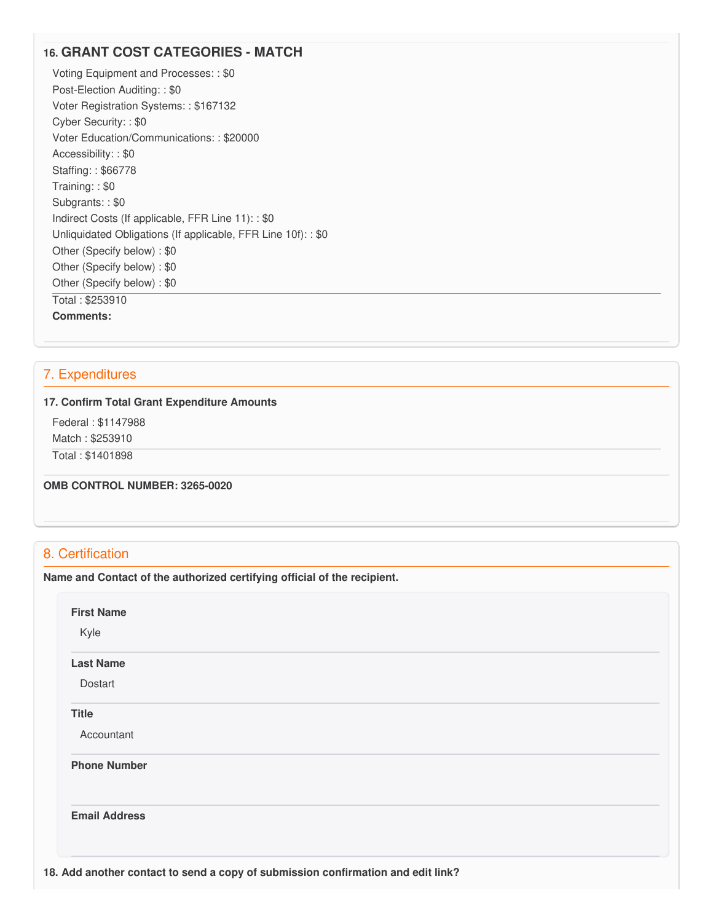### 16. GRANT COST CATEGORIES - MATCH

Voting Equipment and Processes: : $0
Post-Election Auditing: : $0
Voter Registration Systems: : $167132
Cyber Security: : $0
Voter Education/Communications: : $20000
Accessibility: : $0
Staffing: : $66778
Training: : $0
Subgrants: : $0
Indirect Costs (If applicable, FFR Line 11): : $0
Unliquidated Obligations (If applicable, FFR Line 10f): : $0
Other (Specify below) : $0
Other (Specify below) : $0
Other (Specify below) : $0

---

Total : $253910

**Comments:**

## 7. Expenditures

**17. Confirm Total Grant Expenditure Amounts**

Federal : $1147988
Match : $253910

---

Total : $1401898

**OMB CONTROL NUMBER: 3265-0020**

## 8. Certification

**Name and Contact of the authorized certifying official of the recipient.**

**First Name**

Kyle

**Last Name**

Dostart

**Title**

Accountant

**Phone Number**

**Email Address**

**18. Add another contact to send a copy of submission confirmation and edit link?**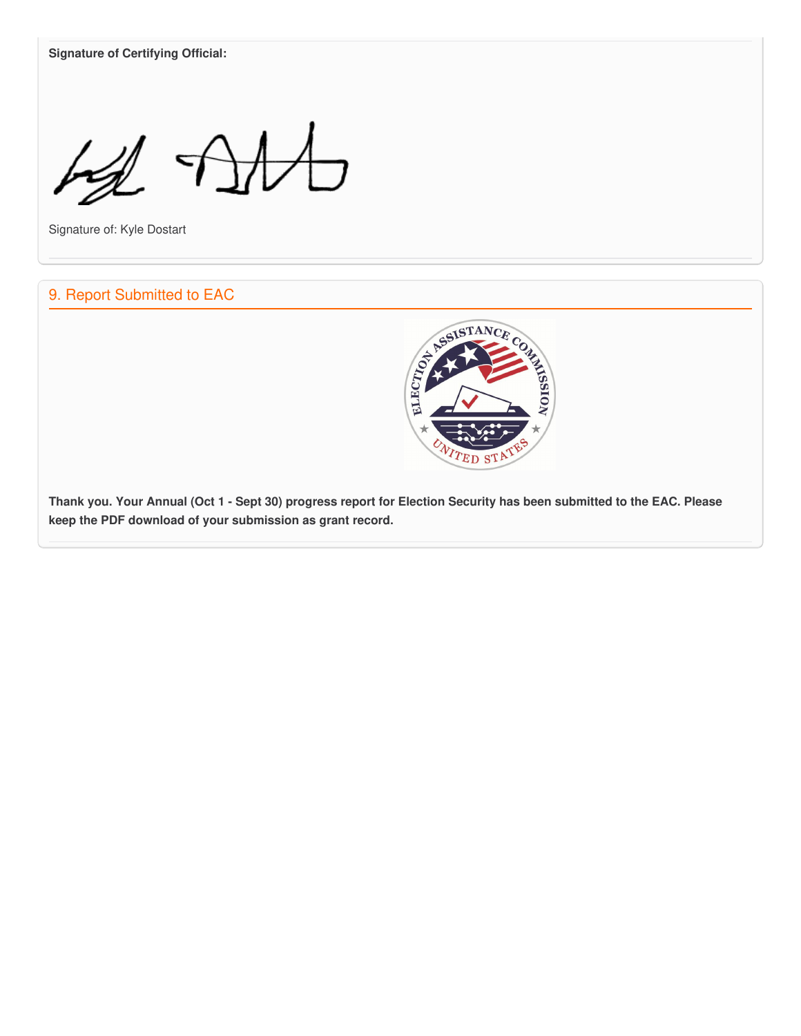**Signature of Certifying Official:**

Signature of: Kyle Dostart

## 9. Report Submitted to EAC

**Thank you. Your Annual (Oct 1 - Sept 30) progress report for Election Security has been submitted to the EAC. Please keep the PDF download of your submission as grant record.**